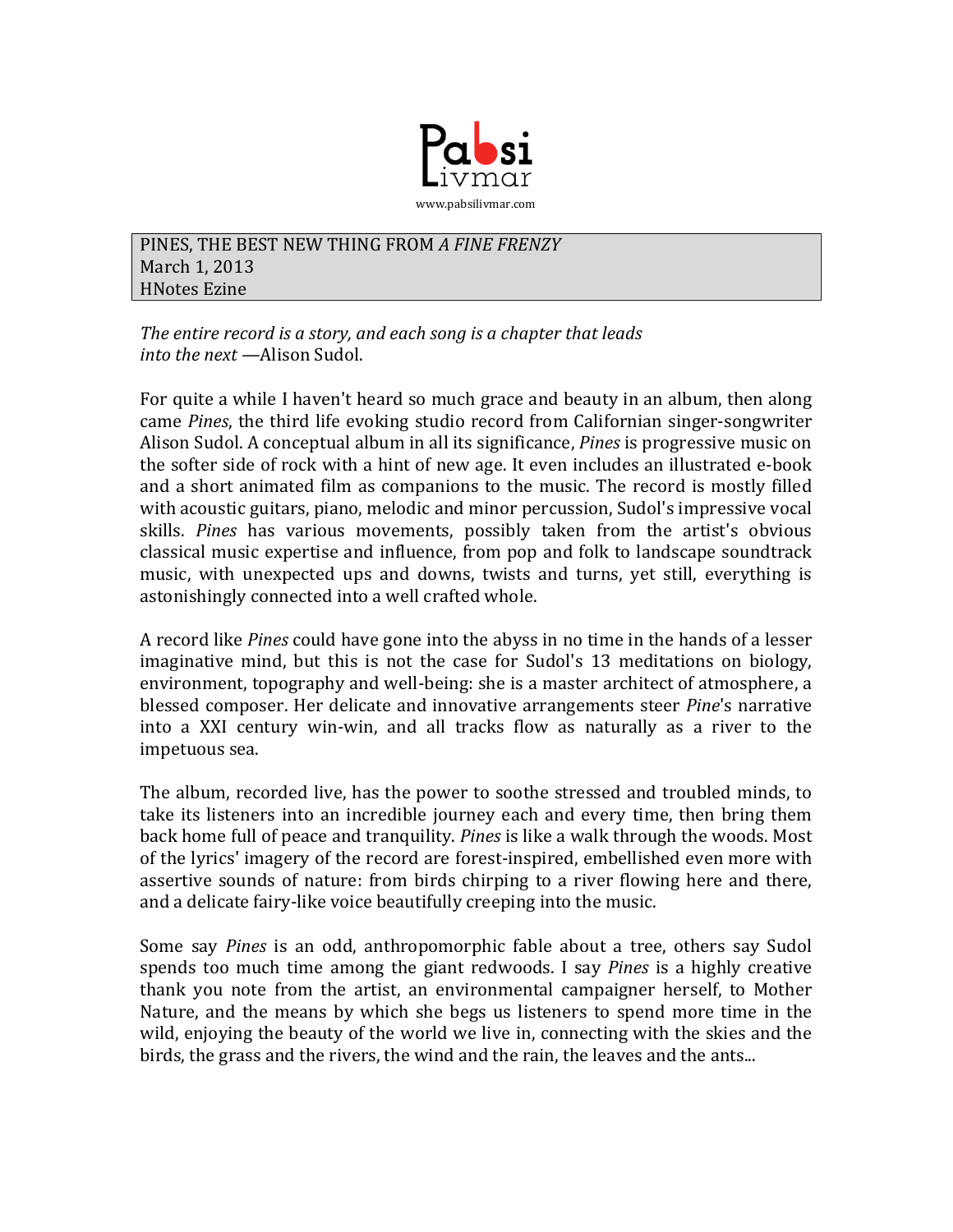Pabsi Livmar

www.pabsilivmar.com

PINES, THE BEST NEW THING FROM *A FINE FRENZY*
March 1, 2013
HNotes Ezine

*The entire record is a story, and each song is a chapter that leads into the next* —Alison Sudol.

For quite a while I haven't heard so much grace and beauty in an album, then along came *Pines*, the third life evoking studio record from Californian singer-songwriter Alison Sudol. A conceptual album in all its significance, *Pines* is progressive music on the softer side of rock with a hint of new age. It even includes an illustrated e-book and a short animated film as companions to the music. The record is mostly filled with acoustic guitars, piano, melodic and minor percussion, Sudol's impressive vocal skills. *Pines* has various movements, possibly taken from the artist's obvious classical music expertise and influence, from pop and folk to landscape soundtrack music, with unexpected ups and downs, twists and turns, yet still, everything is astonishingly connected into a well crafted whole.

A record like *Pines* could have gone into the abyss in no time in the hands of a lesser imaginative mind, but this is not the case for Sudol's 13 meditations on biology, environment, topography and well-being: she is a master architect of atmosphere, a blessed composer. Her delicate and innovative arrangements steer *Pine*'s narrative into a XXI century win-win, and all tracks flow as naturally as a river to the impetuous sea.

The album, recorded live, has the power to soothe stressed and troubled minds, to take its listeners into an incredible journey each and every time, then bring them back home full of peace and tranquility. *Pines* is like a walk through the woods. Most of the lyrics' imagery of the record are forest-inspired, embellished even more with assertive sounds of nature: from birds chirping to a river flowing here and there, and a delicate fairy-like voice beautifully creeping into the music.

Some say *Pines* is an odd, anthropomorphic fable about a tree, others say Sudol spends too much time among the giant redwoods. I say *Pines* is a highly creative thank you note from the artist, an environmental campaigner herself, to Mother Nature, and the means by which she begs us listeners to spend more time in the wild, enjoying the beauty of the world we live in, connecting with the skies and the birds, the grass and the rivers, the wind and the rain, the leaves and the ants...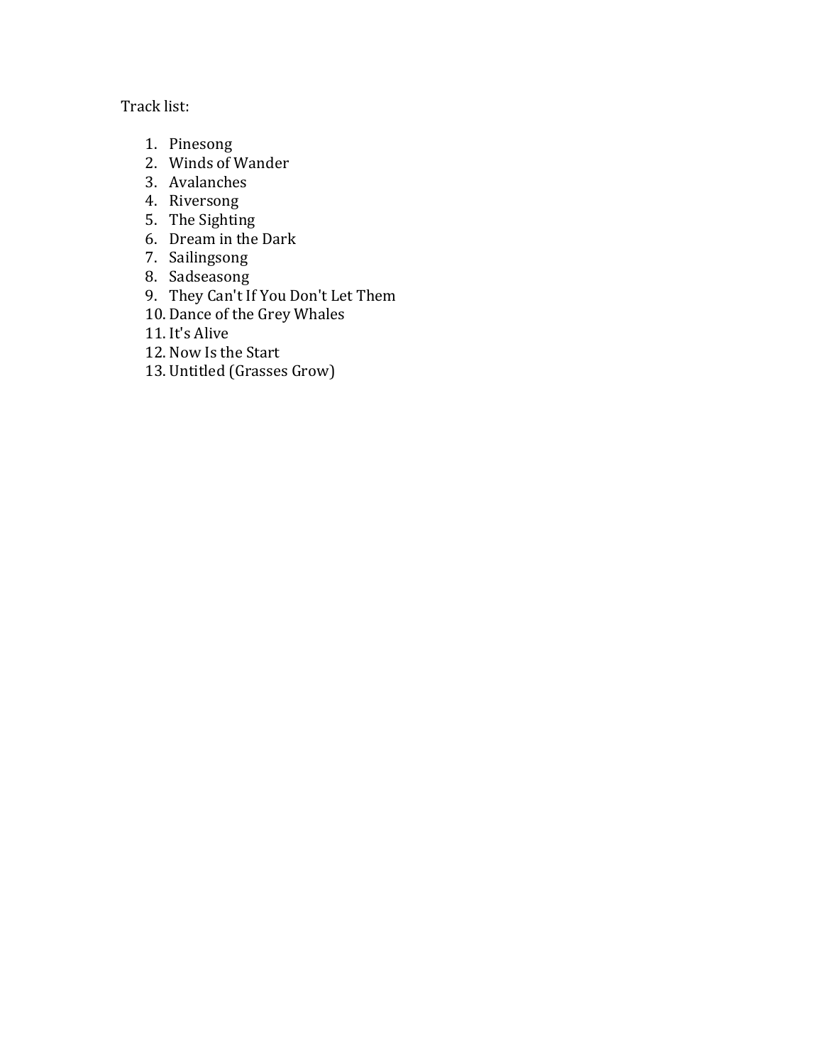Track list:

1. Pinesong
2. Winds of Wander
3. Avalanches
4. Riversong
5. The Sighting
6. Dream in the Dark
7. Sailingsong
8. Sadseasong
9. They Can't If You Don't Let Them
10. Dance of the Grey Whales
11. It's Alive
12. Now Is the Start
13. Untitled (Grasses Grow)